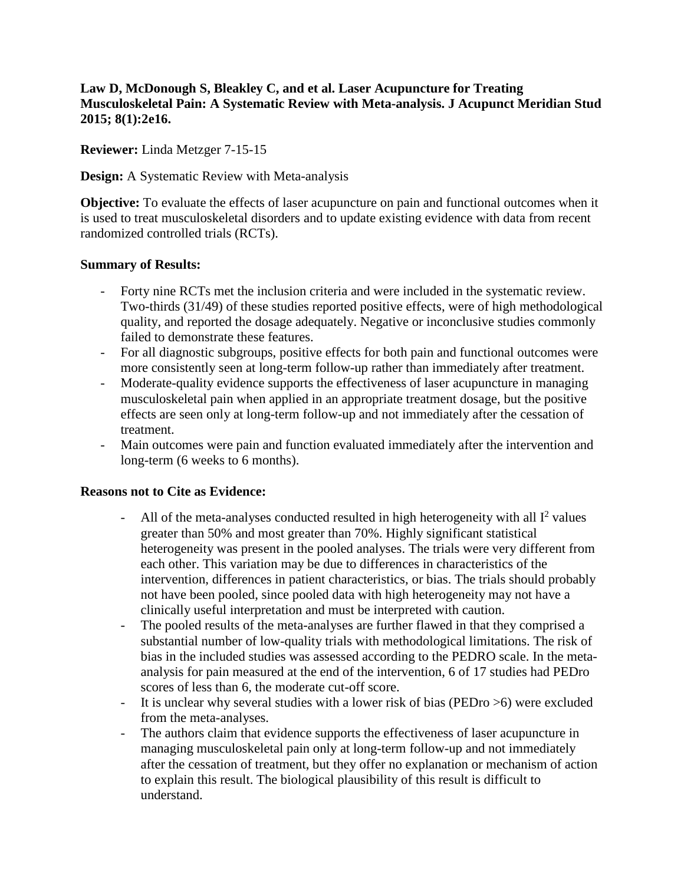**Law D, McDonough S, Bleakley C, and et al. Laser Acupuncture for Treating Musculoskeletal Pain: A Systematic Review with Meta-analysis. J Acupunct Meridian Stud 2015; 8(1):2e16.**

**Reviewer:** Linda Metzger 7-15-15

**Design:** A Systematic Review with Meta-analysis

**Objective:** To evaluate the effects of laser acupuncture on pain and functional outcomes when it is used to treat musculoskeletal disorders and to update existing evidence with data from recent randomized controlled trials (RCTs).

**Summary of Results:**

- Forty nine RCTs met the inclusion criteria and were included in the systematic review. Two-thirds (31/49) of these studies reported positive effects, were of high methodological quality, and reported the dosage adequately. Negative or inconclusive studies commonly failed to demonstrate these features.
- For all diagnostic subgroups, positive effects for both pain and functional outcomes were more consistently seen at long-term follow-up rather than immediately after treatment.
- Moderate-quality evidence supports the effectiveness of laser acupuncture in managing musculoskeletal pain when applied in an appropriate treatment dosage, but the positive effects are seen only at long-term follow-up and not immediately after the cessation of treatment.
- Main outcomes were pain and function evaluated immediately after the intervention and long-term (6 weeks to 6 months).

**Reasons not to Cite as Evidence:**

- All of the meta-analyses conducted resulted in high heterogeneity with all $I^2$ values greater than 50% and most greater than 70%. Highly significant statistical heterogeneity was present in the pooled analyses. The trials were very different from each other. This variation may be due to differences in characteristics of the intervention, differences in patient characteristics, or bias. The trials should probably not have been pooled, since pooled data with high heterogeneity may not have a clinically useful interpretation and must be interpreted with caution.
- The pooled results of the meta-analyses are further flawed in that they comprised a substantial number of low-quality trials with methodological limitations. The risk of bias in the included studies was assessed according to the PEDRO scale. In the meta-analysis for pain measured at the end of the intervention, 6 of 17 studies had PEDro scores of less than 6, the moderate cut-off score.
- It is unclear why several studies with a lower risk of bias (PEDro >6) were excluded from the meta-analyses.
- The authors claim that evidence supports the effectiveness of laser acupuncture in managing musculoskeletal pain only at long-term follow-up and not immediately after the cessation of treatment, but they offer no explanation or mechanism of action to explain this result. The biological plausibility of this result is difficult to understand.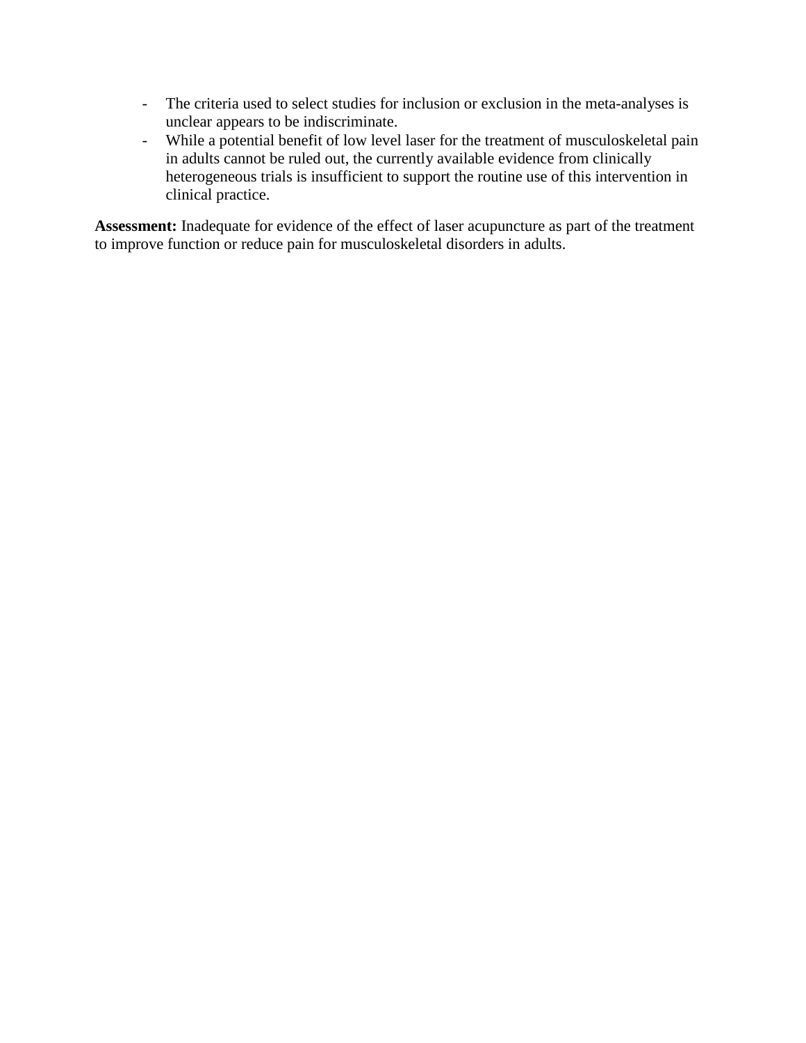- The criteria used to select studies for inclusion or exclusion in the meta-analyses is unclear appears to be indiscriminate.
- While a potential benefit of low level laser for the treatment of musculoskeletal pain in adults cannot be ruled out, the currently available evidence from clinically heterogeneous trials is insufficient to support the routine use of this intervention in clinical practice.

**Assessment:** Inadequate for evidence of the effect of laser acupuncture as part of the treatment to improve function or reduce pain for musculoskeletal disorders in adults.